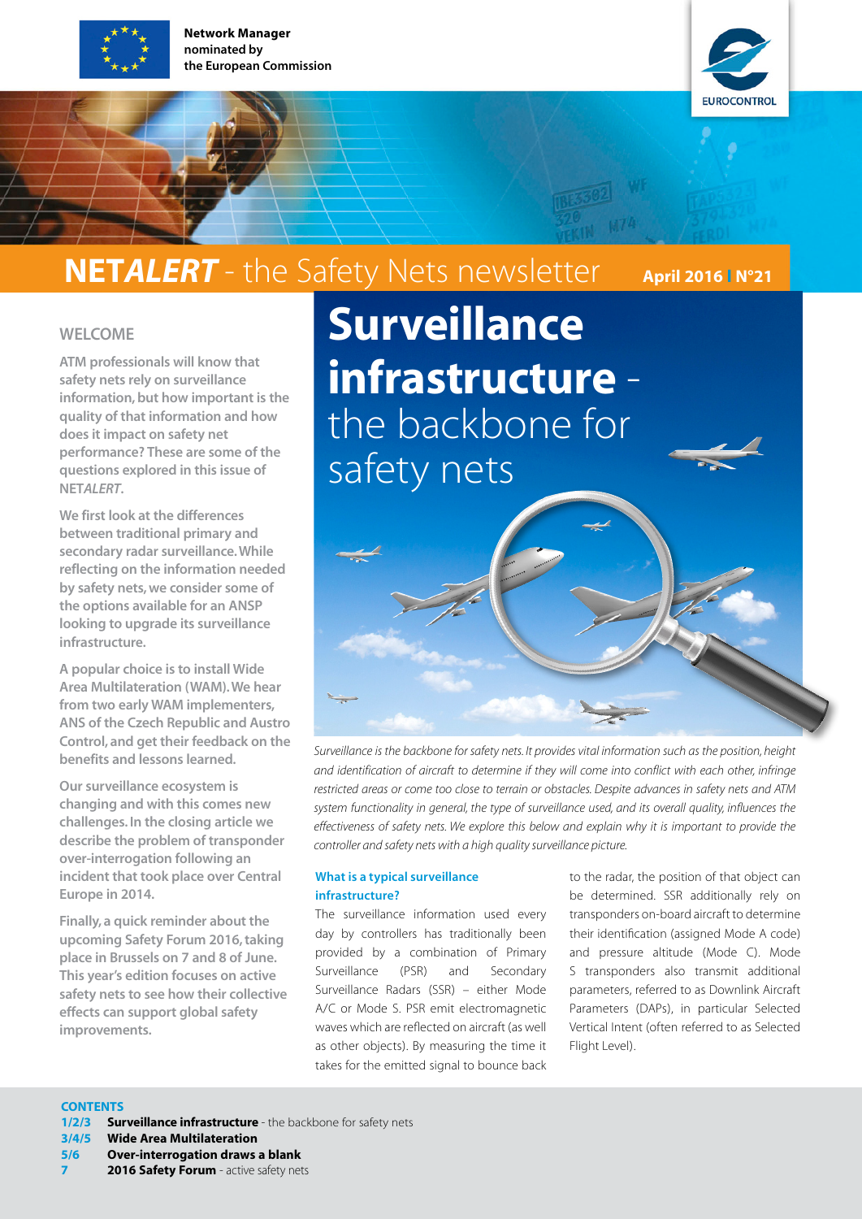Network Manager nominated by the European Commission

EUROCONTROL

# NET*ALERT* - the Safety Nets newsletter

**April 2016 | N°21**

## WELCOME

**ATM professionals will know that safety nets rely on surveillance information, but how important is the quality of that information and how does it impact on safety net performance? These are some of the questions explored in this issue of NET*ALERT*.**

**We first look at the differences between traditional primary and secondary radar surveillance. While reflecting on the information needed by safety nets, we consider some of the options available for an ANSP looking to upgrade its surveillance infrastructure.**

**A popular choice is to install Wide Area Multilateration (WAM). We hear from two early WAM implementers, ANS of the Czech Republic and Austro Control, and get their feedback on the benefits and lessons learned.**

**Our surveillance ecosystem is changing and with this comes new challenges. In the closing article we describe the problem of transponder over-interrogation following an incident that took place over Central Europe in 2014.**

**Finally, a quick reminder about the upcoming Safety Forum 2016, taking place in Brussels on 7 and 8 of June. This year's edition focuses on active safety nets to see how their collective effects can support global safety improvements.**

# **Surveillance infrastructure** - the backbone for safety nets

*Surveillance is the backbone for safety nets. It provides vital information such as the position, height and identification of aircraft to determine if they will come into conflict with each other, infringe restricted areas or come too close to terrain or obstacles. Despite advances in safety nets and ATM system functionality in general, the type of surveillance used, and its overall quality, influences the effectiveness of safety nets. We explore this below and explain why it is important to provide the controller and safety nets with a high quality surveillance picture.*

### What is a typical surveillance infrastructure?

The surveillance information used every day by controllers has traditionally been provided by a combination of Primary Surveillance (PSR) and Secondary Surveillance Radars (SSR) – either Mode A/C or Mode S. PSR emit electromagnetic waves which are reflected on aircraft (as well as other objects). By measuring the time it takes for the emitted signal to bounce back to the radar, the position of that object can be determined. SSR additionally rely on transponders on-board aircraft to determine their identification (assigned Mode A code) and pressure altitude (Mode C). Mode S transponders also transmit additional parameters, referred to as Downlink Aircraft Parameters (DAPs), in particular Selected Vertical Intent (often referred to as Selected Flight Level).

**CONTENTS**

- **1/2/3** **Surveillance infrastructure** - the backbone for safety nets
- **3/4/5** **Wide Area Multilateration**
- **5/6** **Over-interrogation draws a blank**
- **7** **2016 Safety Forum** - active safety nets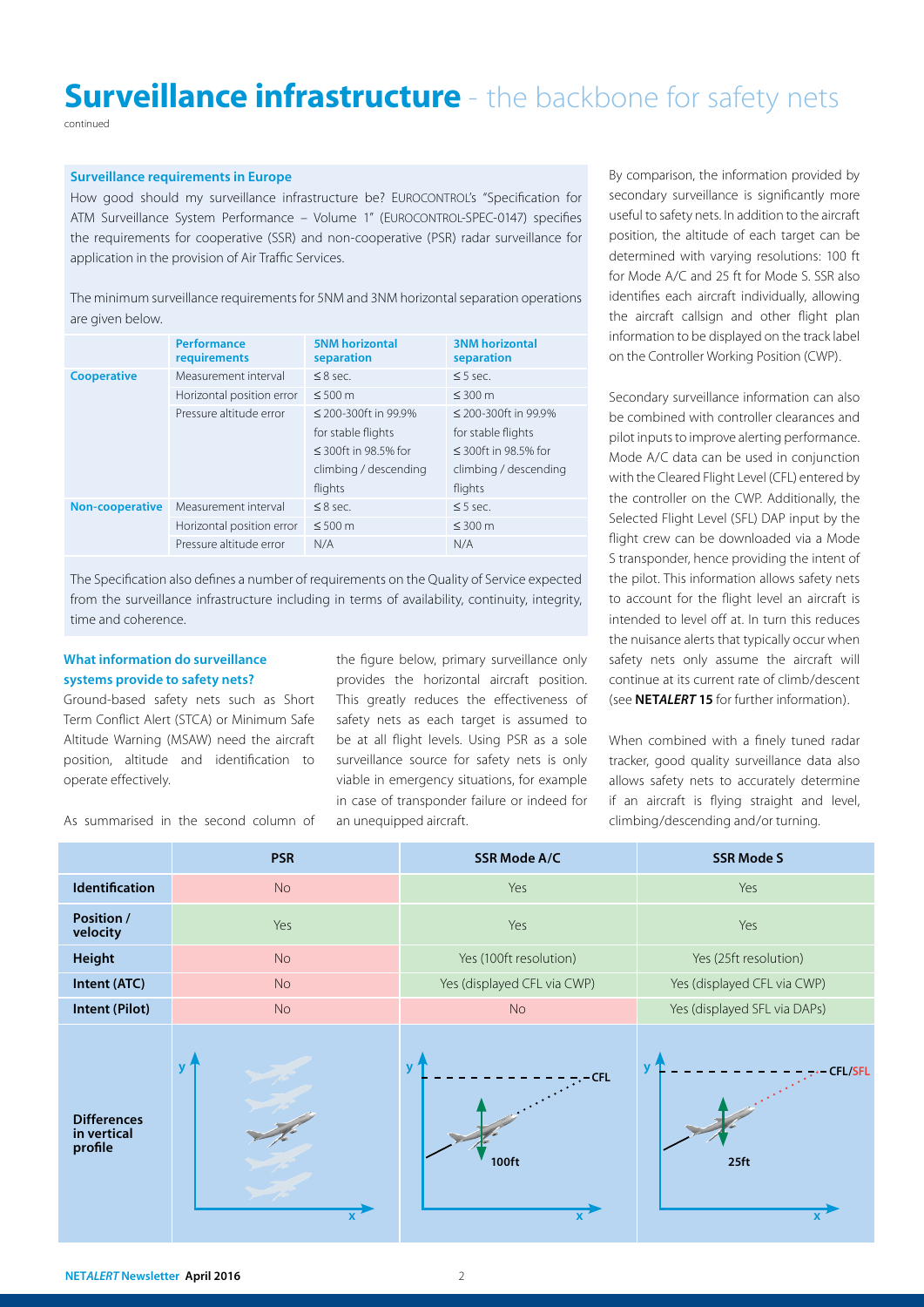# Surveillance infrastructure - the backbone for safety nets

continued

### Surveillance requirements in Europe

How good should my surveillance infrastructure be? EUROCONTROL's "Specification for ATM Surveillance System Performance – Volume 1" (EUROCONTROL-SPEC-0147) specifies the requirements for cooperative (SSR) and non-cooperative (PSR) radar surveillance for application in the provision of Air Traffic Services.

The minimum surveillance requirements for 5NM and 3NM horizontal separation operations are given below.

| | Performance requirements | 5NM horizontal separation | 3NM horizontal separation |
|---|---|---|---|
| **Cooperative** | Measurement interval | ≤ 8 sec. | ≤ 5 sec. |
| | Horizontal position error | ≤ 500 m | ≤ 300 m |
| | Pressure altitude error | ≤ 200-300ft in 99.9% for stable flights ≤ 300ft in 98.5% for climbing / descending flights | ≤ 200-300ft in 99.9% for stable flights ≤ 300ft in 98.5% for climbing / descending flights |
| **Non-cooperative** | Measurement interval | ≤ 8 sec. | ≤ 5 sec. |
| | Horizontal position error | ≤ 500 m | ≤ 300 m |
| | Pressure altitude error | N/A | N/A |

The Specification also defines a number of requirements on the Quality of Service expected from the surveillance infrastructure including in terms of availability, continuity, integrity, time and coherence.

### What information do surveillance systems provide to safety nets?

Ground-based safety nets such as Short Term Conflict Alert (STCA) or Minimum Safe Altitude Warning (MSAW) need the aircraft position, altitude and identification to operate effectively.

As summarised in the second column of the figure below, primary surveillance only provides the horizontal aircraft position. This greatly reduces the effectiveness of safety nets as each target is assumed to be at all flight levels. Using PSR as a sole surveillance source for safety nets is only viable in emergency situations, for example in case of transponder failure or indeed for an unequipped aircraft.

By comparison, the information provided by secondary surveillance is significantly more useful to safety nets. In addition to the aircraft position, the altitude of each target can be determined with varying resolutions: 100 ft for Mode A/C and 25 ft for Mode S. SSR also identifies each aircraft individually, allowing the aircraft callsign and other flight plan information to be displayed on the track label on the Controller Working Position (CWP).

Secondary surveillance information can also be combined with controller clearances and pilot inputs to improve alerting performance. Mode A/C data can be used in conjunction with the Cleared Flight Level (CFL) entered by the controller on the CWP. Additionally, the Selected Flight Level (SFL) DAP input by the flight crew can be downloaded via a Mode S transponder, hence providing the intent of the pilot. This information allows safety nets to account for the flight level an aircraft is intended to level off at. In turn this reduces the nuisance alerts that typically occur when safety nets only assume the aircraft will continue at its current rate of climb/descent (see **NET*ALERT* 15** for further information).

When combined with a finely tuned radar tracker, good quality surveillance data also allows safety nets to accurately determine if an aircraft is flying straight and level, climbing/descending and/or turning.

| | PSR | SSR Mode A/C | SSR Mode S |
|---|---|---|---|
| **Identification** | No | Yes | Yes |
| **Position / velocity** | Yes | Yes | Yes |
| **Height** | No | Yes (100ft resolution) | Yes (25ft resolution) |
| **Intent (ATC)** | No | Yes (displayed CFL via CWP) | Yes (displayed CFL via CWP) |
| **Intent (Pilot)** | No | No | Yes (displayed SFL via DAPs) |
| **Differences in vertical profile** | | CFL, 100ft | CFL/SFL, 25ft |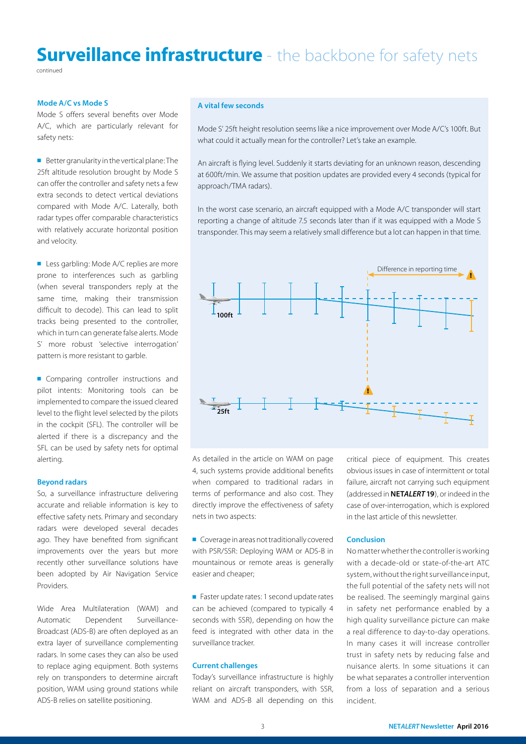# Surveillance infrastructure - the backbone for safety nets

continued

### Mode A/C vs Mode S

Mode S offers several benefits over Mode A/C, which are particularly relevant for safety nets:

- Better granularity in the vertical plane: The 25ft altitude resolution brought by Mode S can offer the controller and safety nets a few extra seconds to detect vertical deviations compared with Mode A/C. Laterally, both radar types offer comparable characteristics with relatively accurate horizontal position and velocity.

- Less garbling: Mode A/C replies are more prone to interferences such as garbling (when several transponders reply at the same time, making their transmission difficult to decode). This can lead to split tracks being presented to the controller, which in turn can generate false alerts. Mode S' more robust 'selective interrogation' pattern is more resistant to garble.

- Comparing controller instructions and pilot intents: Monitoring tools can be implemented to compare the issued cleared level to the flight level selected by the pilots in the cockpit (SFL). The controller will be alerted if there is a discrepancy and the SFL can be used by safety nets for optimal alerting.

### Beyond radars

So, a surveillance infrastructure delivering accurate and reliable information is key to effective safety nets. Primary and secondary radars were developed several decades ago. They have benefited from significant improvements over the years but more recently other surveillance solutions have been adopted by Air Navigation Service Providers.

Wide Area Multilateration (WAM) and Automatic Dependent Surveillance-Broadcast (ADS-B) are often deployed as an extra layer of surveillance complementing radars. In some cases they can also be used to replace aging equipment. Both systems rely on transponders to determine aircraft position, WAM using ground stations while ADS-B relies on satellite positioning.

### A vital few seconds

Mode S' 25ft height resolution seems like a nice improvement over Mode A/C's 100ft. But what could it actually mean for the controller? Let's take an example.

An aircraft is flying level. Suddenly it starts deviating for an unknown reason, descending at 600ft/min. We assume that position updates are provided every 4 seconds (typical for approach/TMA radars).

In the worst case scenario, an aircraft equipped with a Mode A/C transponder will start reporting a change of altitude 7.5 seconds later than if it was equipped with a Mode S transponder. This may seem a relatively small difference but a lot can happen in that time.

As detailed in the article on WAM on page 4, such systems provide additional benefits when compared to traditional radars in terms of performance and also cost. They directly improve the effectiveness of safety nets in two aspects:

- Coverage in areas not traditionally covered with PSR/SSR: Deploying WAM or ADS-B in mountainous or remote areas is generally easier and cheaper;

- Faster update rates: 1 second update rates can be achieved (compared to typically 4 seconds with SSR), depending on how the feed is integrated with other data in the surveillance tracker.

### Current challenges

Today's surveillance infrastructure is highly reliant on aircraft transponders, with SSR, WAM and ADS-B all depending on this critical piece of equipment. This creates obvious issues in case of intermittent or total failure, aircraft not carrying such equipment (addressed in **NET*ALERT* 19**), or indeed in the case of over-interrogation, which is explored in the last article of this newsletter.

### Conclusion

No matter whether the controller is working with a decade-old or state-of-the-art ATC system, without the right surveillance input, the full potential of the safety nets will not be realised. The seemingly marginal gains in safety net performance enabled by a high quality surveillance picture can make a real difference to day-to-day operations. In many cases it will increase controller trust in safety nets by reducing false and nuisance alerts. In some situations it can be what separates a controller intervention from a loss of separation and a serious incident.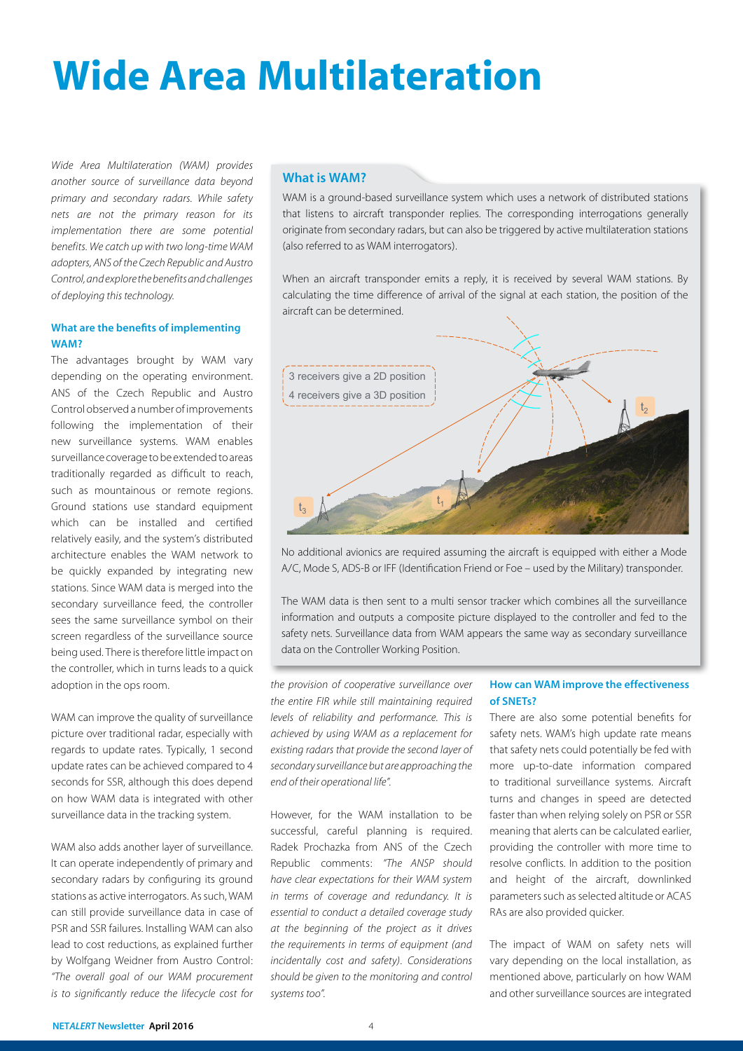# Wide Area Multilateration

*Wide Area Multilateration (WAM) provides another source of surveillance data beyond primary and secondary radars. While safety nets are not the primary reason for its implementation there are some potential benefits. We catch up with two long-time WAM adopters, ANS of the Czech Republic and Austro Control, and explore the benefits and challenges of deploying this technology.*

### What is WAM?

WAM is a ground-based surveillance system which uses a network of distributed stations that listens to aircraft transponder replies. The corresponding interrogations generally originate from secondary radars, but can also be triggered by active multilateration stations (also referred to as WAM interrogators).

When an aircraft transponder emits a reply, it is received by several WAM stations. By calculating the time difference of arrival of the signal at each station, the position of the aircraft can be determined.

3 receivers give a 2D position
4 receivers give a 3D position

$t_1$, $t_2$, $t_3$

No additional avionics are required assuming the aircraft is equipped with either a Mode A/C, Mode S, ADS-B or IFF (Identification Friend or Foe – used by the Military) transponder.

The WAM data is then sent to a multi sensor tracker which combines all the surveillance information and outputs a composite picture displayed to the controller and fed to the safety nets. Surveillance data from WAM appears the same way as secondary surveillance data on the Controller Working Position.

### What are the benefits of implementing WAM?

The advantages brought by WAM vary depending on the operating environment. ANS of the Czech Republic and Austro Control observed a number of improvements following the implementation of their new surveillance systems. WAM enables surveillance coverage to be extended to areas traditionally regarded as difficult to reach, such as mountainous or remote regions. Ground stations use standard equipment which can be installed and certified relatively easily, and the system's distributed architecture enables the WAM network to be quickly expanded by integrating new stations. Since WAM data is merged into the secondary surveillance feed, the controller sees the same surveillance symbol on their screen regardless of the surveillance source being used. There is therefore little impact on the controller, which in turns leads to a quick adoption in the ops room.

WAM can improve the quality of surveillance picture over traditional radar, especially with regards to update rates. Typically, 1 second update rates can be achieved compared to 4 seconds for SSR, although this does depend on how WAM data is integrated with other surveillance data in the tracking system.

WAM also adds another layer of surveillance. It can operate independently of primary and secondary radars by configuring its ground stations as active interrogators. As such, WAM can still provide surveillance data in case of PSR and SSR failures. Installing WAM can also lead to cost reductions, as explained further by Wolfgang Weidner from Austro Control: *"The overall goal of our WAM procurement is to significantly reduce the lifecycle cost for the provision of cooperative surveillance over the entire FIR while still maintaining required levels of reliability and performance. This is achieved by using WAM as a replacement for existing radars that provide the second layer of secondary surveillance but are approaching the end of their operational life".*

However, for the WAM installation to be successful, careful planning is required. Radek Prochazka from ANS of the Czech Republic comments: *"The ANSP should have clear expectations for their WAM system in terms of coverage and redundancy. It is essential to conduct a detailed coverage study at the beginning of the project as it drives the requirements in terms of equipment (and incidentally cost and safety). Considerations should be given to the monitoring and control systems too".*

### How can WAM improve the effectiveness of SNETs?

There are also some potential benefits for safety nets. WAM's high update rate means that safety nets could potentially be fed with more up-to-date information compared to traditional surveillance systems. Aircraft turns and changes in speed are detected faster than when relying solely on PSR or SSR meaning that alerts can be calculated earlier, providing the controller with more time to resolve conflicts. In addition to the position and height of the aircraft, downlinked parameters such as selected altitude or ACAS RAs are also provided quicker.

The impact of WAM on safety nets will vary depending on the local installation, as mentioned above, particularly on how WAM and other surveillance sources are integrated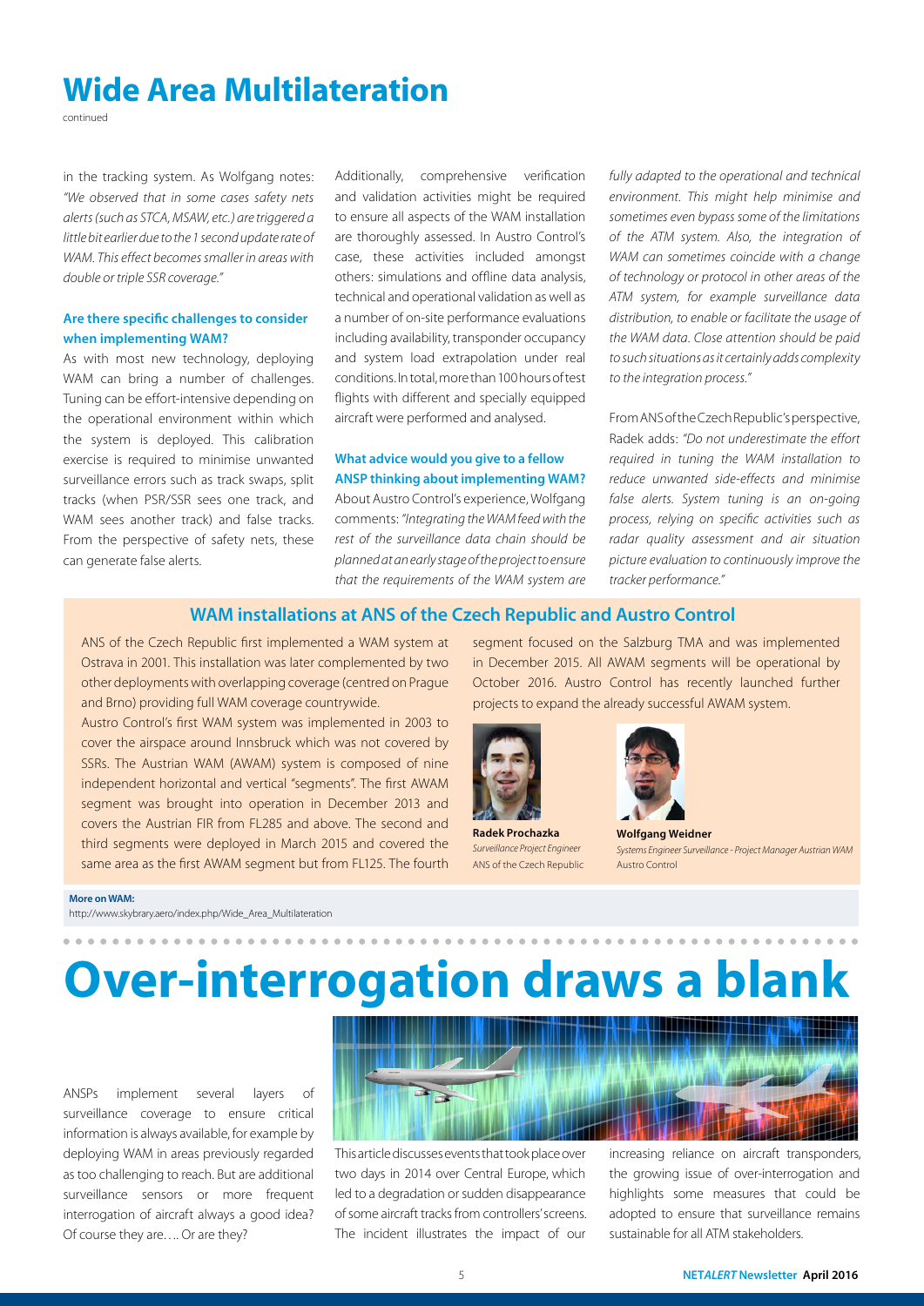# Wide Area Multilateration

continued

in the tracking system. As Wolfgang notes: *"We observed that in some cases safety nets alerts (such as STCA, MSAW, etc.) are triggered a little bit earlier due to the 1 second update rate of WAM. This effect becomes smaller in areas with double or triple SSR coverage."*

### Are there specific challenges to consider when implementing WAM?

As with most new technology, deploying WAM can bring a number of challenges. Tuning can be effort-intensive depending on the operational environment within which the system is deployed. This calibration exercise is required to minimise unwanted surveillance errors such as track swaps, split tracks (when PSR/SSR sees one track, and WAM sees another track) and false tracks. From the perspective of safety nets, these can generate false alerts.

Additionally, comprehensive verification and validation activities might be required to ensure all aspects of the WAM installation are thoroughly assessed. In Austro Control's case, these activities included amongst others: simulations and offline data analysis, technical and operational validation as well as a number of on-site performance evaluations including availability, transponder occupancy and system load extrapolation under real conditions. In total, more than 100 hours of test flights with different and specially equipped aircraft were performed and analysed.

### What advice would you give to a fellow ANSP thinking about implementing WAM?

About Austro Control's experience, Wolfgang comments: *"Integrating the WAM feed with the rest of the surveillance data chain should be planned at an early stage of the project to ensure that the requirements of the WAM system are fully adapted to the operational and technical environment. This might help minimise and sometimes even bypass some of the limitations of the ATM system. Also, the integration of WAM can sometimes coincide with a change of technology or protocol in other areas of the ATM system, for example surveillance data distribution, to enable or facilitate the usage of the WAM data. Close attention should be paid to such situations as it certainly adds complexity to the integration process."*

From ANS of the Czech Republic's perspective, Radek adds: *"Do not underestimate the effort required in tuning the WAM installation to reduce unwanted side-effects and minimise false alerts. System tuning is an on-going process, relying on specific activities such as radar quality assessment and air situation picture evaluation to continuously improve the tracker performance."*

### WAM installations at ANS of the Czech Republic and Austro Control

ANS of the Czech Republic first implemented a WAM system at Ostrava in 2001. This installation was later complemented by two other deployments with overlapping coverage (centred on Prague and Brno) providing full WAM coverage countrywide.

Austro Control's first WAM system was implemented in 2003 to cover the airspace around Innsbruck which was not covered by SSRs. The Austrian WAM (AWAM) system is composed of nine independent horizontal and vertical "segments". The first AWAM segment was brought into operation in December 2013 and covers the Austrian FIR from FL285 and above. The second and third segments were deployed in March 2015 and covered the same area as the first AWAM segment but from FL125. The fourth segment focused on the Salzburg TMA and was implemented in December 2015. All AWAM segments will be operational by October 2016. Austro Control has recently launched further projects to expand the already successful AWAM system.

**Radek Prochazka**
*Surveillance Project Engineer*
ANS of the Czech Republic

**Wolfgang Weidner**
*Systems Engineer Surveillance - Project Manager Austrian WAM*
Austro Control

**More on WAM:**
http://www.skybrary.aero/index.php/Wide_Area_Multilateration

# Over-interrogation draws a blank

ANSPs implement several layers of surveillance coverage to ensure critical information is always available, for example by deploying WAM in areas previously regarded as too challenging to reach. But are additional surveillance sensors or more frequent interrogation of aircraft always a good idea? Of course they are…. Or are they?

This article discusses events that took place over two days in 2014 over Central Europe, which led to a degradation or sudden disappearance of some aircraft tracks from controllers' screens. The incident illustrates the impact of our increasing reliance on aircraft transponders, the growing issue of over-interrogation and highlights some measures that could be adopted to ensure that surveillance remains sustainable for all ATM stakeholders.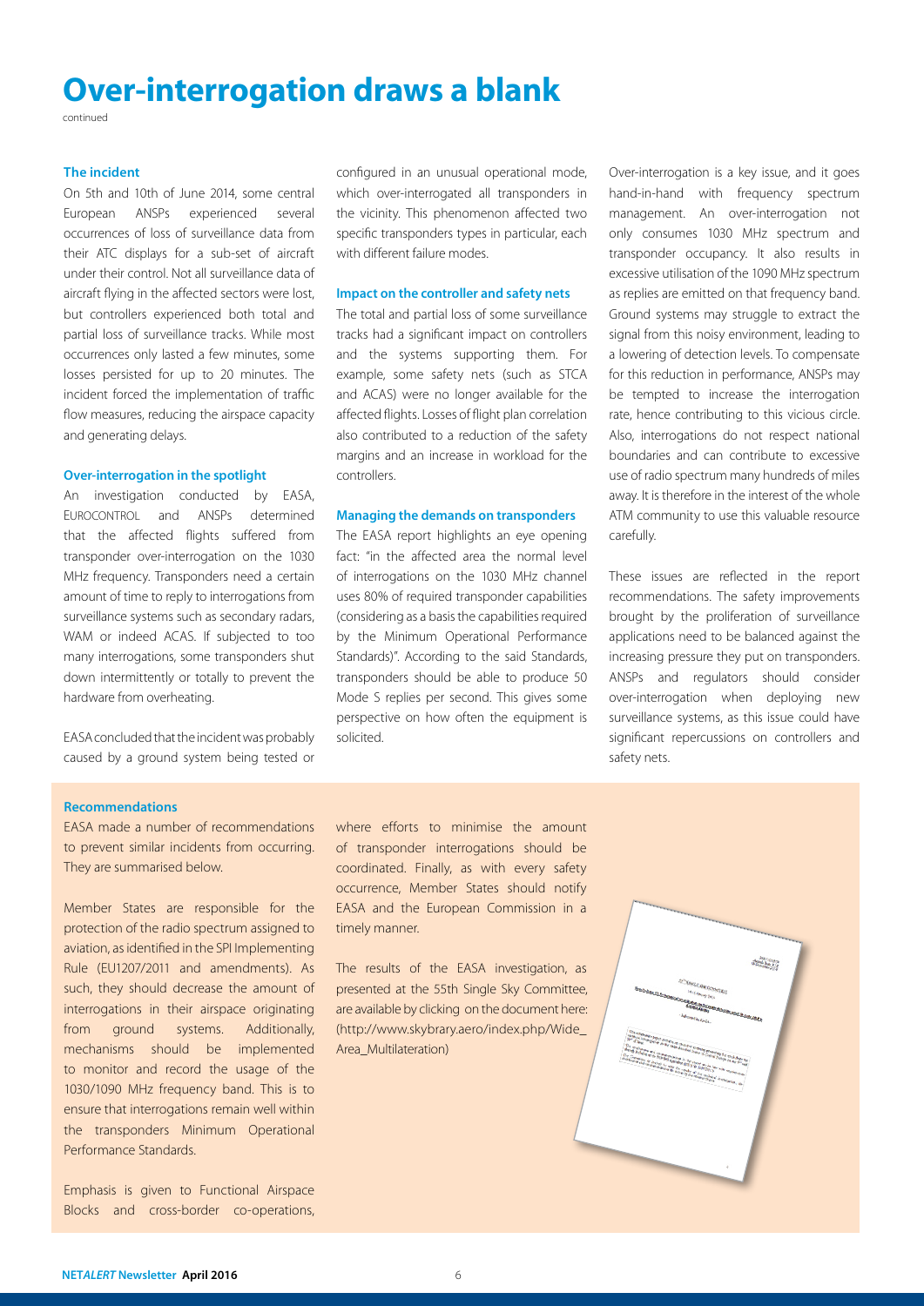# Over-interrogation draws a blank

continued

### The incident

On 5th and 10th of June 2014, some central European ANSPs experienced several occurrences of loss of surveillance data from their ATC displays for a sub-set of aircraft under their control. Not all surveillance data of aircraft flying in the affected sectors were lost, but controllers experienced both total and partial loss of surveillance tracks. While most occurrences only lasted a few minutes, some losses persisted for up to 20 minutes. The incident forced the implementation of traffic flow measures, reducing the airspace capacity and generating delays.

### Over-interrogation in the spotlight

An investigation conducted by EASA, EUROCONTROL and ANSPs determined that the affected flights suffered from transponder over-interrogation on the 1030 MHz frequency. Transponders need a certain amount of time to reply to interrogations from surveillance systems such as secondary radars, WAM or indeed ACAS. If subjected to too many interrogations, some transponders shut down intermittently or totally to prevent the hardware from overheating.

EASA concluded that the incident was probably caused by a ground system being tested or configured in an unusual operational mode, which over-interrogated all transponders in the vicinity. This phenomenon affected two specific transponders types in particular, each with different failure modes.

### Impact on the controller and safety nets

The total and partial loss of some surveillance tracks had a significant impact on controllers and the systems supporting them. For example, some safety nets (such as STCA and ACAS) were no longer available for the affected flights. Losses of flight plan correlation also contributed to a reduction of the safety margins and an increase in workload for the controllers.

### Managing the demands on transponders

The EASA report highlights an eye opening fact: "in the affected area the normal level of interrogations on the 1030 MHz channel uses 80% of required transponder capabilities (considering as a basis the capabilities required by the Minimum Operational Performance Standards)". According to the said Standards, transponders should be able to produce 50 Mode S replies per second. This gives some perspective on how often the equipment is solicited.

Over-interrogation is a key issue, and it goes hand-in-hand with frequency spectrum management. An over-interrogation not only consumes 1030 MHz spectrum and transponder occupancy. It also results in excessive utilisation of the 1090 MHz spectrum as replies are emitted on that frequency band. Ground systems may struggle to extract the signal from this noisy environment, leading to a lowering of detection levels. To compensate for this reduction in performance, ANSPs may be tempted to increase the interrogation rate, hence contributing to this vicious circle. Also, interrogations do not respect national boundaries and can contribute to excessive use of radio spectrum many hundreds of miles away. It is therefore in the interest of the whole ATM community to use this valuable resource carefully.

These issues are reflected in the report recommendations. The safety improvements brought by the proliferation of surveillance applications need to be balanced against the increasing pressure they put on transponders. ANSPs and regulators should consider over-interrogation when deploying new surveillance systems, as this issue could have significant repercussions on controllers and safety nets.

### Recommendations

EASA made a number of recommendations to prevent similar incidents from occurring. They are summarised below.

Member States are responsible for the protection of the radio spectrum assigned to aviation, as identified in the SPI Implementing Rule (EU1207/2011 and amendments). As such, they should decrease the amount of interrogations in their airspace originating from ground systems. Additionally, mechanisms should be implemented to monitor and record the usage of the 1030/1090 MHz frequency band. This is to ensure that interrogations remain well within the transponders Minimum Operational Performance Standards.

Emphasis is given to Functional Airspace Blocks and cross-border co-operations, where efforts to minimise the amount of transponder interrogations should be coordinated. Finally, as with every safety occurrence, Member States should notify EASA and the European Commission in a timely manner.

The results of the EASA investigation, as presented at the 55th Single Sky Committee, are available by clicking on the document here: (http://www.skybrary.aero/index.php/Wide_Area_Multilateration)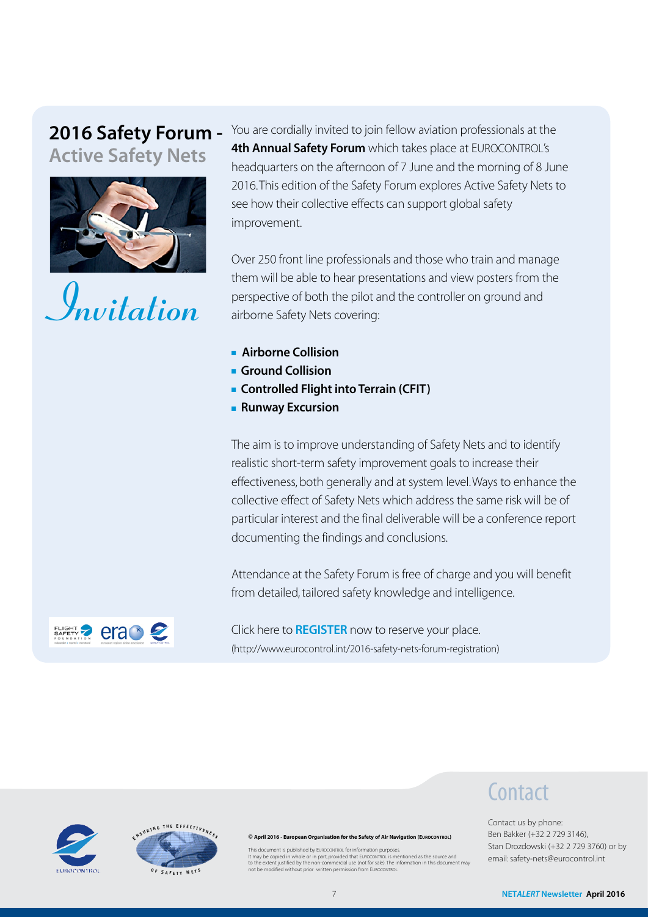## 2016 Safety Forum - Active Safety Nets

*Invitation*

You are cordially invited to join fellow aviation professionals at the **4th Annual Safety Forum** which takes place at EUROCONTROL's headquarters on the afternoon of 7 June and the morning of 8 June 2016. This edition of the Safety Forum explores Active Safety Nets to see how their collective effects can support global safety improvement.

Over 250 front line professionals and those who train and manage them will be able to hear presentations and view posters from the perspective of both the pilot and the controller on ground and airborne Safety Nets covering:

- **Airborne Collision**
- **Ground Collision**
- **Controlled Flight into Terrain (CFIT)**
- **Runway Excursion**

The aim is to improve understanding of Safety Nets and to identify realistic short-term safety improvement goals to increase their effectiveness, both generally and at system level. Ways to enhance the collective effect of Safety Nets which address the same risk will be of particular interest and the final deliverable will be a conference report documenting the findings and conclusions.

Attendance at the Safety Forum is free of charge and you will benefit from detailed, tailored safety knowledge and intelligence.

Click here to **REGISTER** now to reserve your place.
(http://www.eurocontrol.int/2016-safety-nets-forum-registration)

**© April 2016 - European Organisation for the Safety of Air Navigation (EUROCONTROL)**

This document is published by EUROCONTROL for information purposes.
It may be copied in whole or in part, provided that EUROCONTROL is mentioned as the source and to the extent justified by the non-commercial use (not for sale). The information in this document may not be modified without prior written permission from EUROCONTROL.

## Contact

Contact us by phone:
Ben Bakker (+32 2 729 3146),
Stan Drozdowski (+32 2 729 3760) or by
email: safety-nets@eurocontrol.int